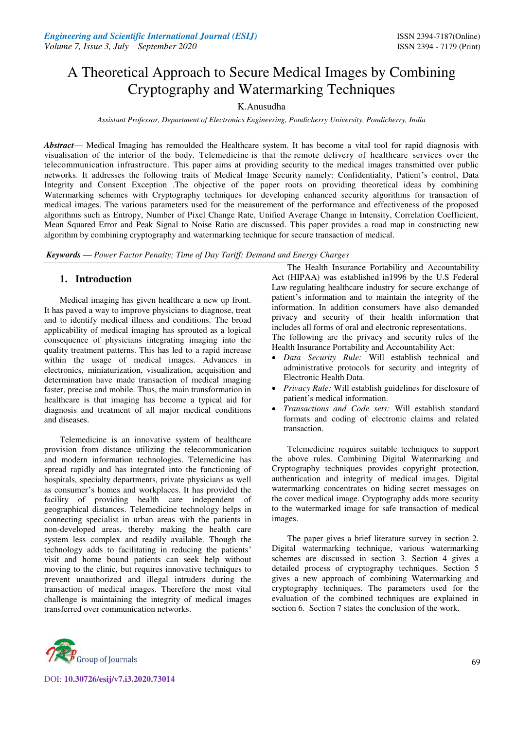# A Theoretical Approach to Secure Medical Images by Combining Cryptography and Watermarking Techniques

K.Anusudha

*Assistant Professor, Department of Electronics Engineering, Pondicherry University, Pondicherry, India*

***Abstract***— Medical Imaging has remoulded the Healthcare system. It has become a vital tool for rapid diagnosis with visualisation of the interior of the body. Telemedicine is that the remote delivery of healthcare services over the telecommunication infrastructure. This paper aims at providing security to the medical images transmitted over public networks. It addresses the following traits of Medical Image Security namely: Confidentiality, Patient's control, Data Integrity and Consent Exception .The objective of the paper roots on providing theoretical ideas by combining Watermarking schemes with Cryptography techniques for developing enhanced security algorithms for transaction of medical images. The various parameters used for the measurement of the performance and effectiveness of the proposed algorithms such as Entropy, Number of Pixel Change Rate, Unified Average Change in Intensity, Correlation Coefficient, Mean Squared Error and Peak Signal to Noise Ratio are discussed. This paper provides a road map in constructing new algorithm by combining cryptography and watermarking technique for secure transaction of medical.

***Keywords — Power Factor Penalty; Time of Day Tariff; Demand and Energy Charges***

## 1. Introduction

Medical imaging has given healthcare a new up front. It has paved a way to improve physicians to diagnose, treat and to identify medical illness and conditions. The broad applicability of medical imaging has sprouted as a logical consequence of physicians integrating imaging into the quality treatment patterns. This has led to a rapid increase within the usage of medical images. Advances in electronics, miniaturization, visualization, acquisition and determination have made transaction of medical imaging faster, precise and mobile. Thus, the main transformation in healthcare is that imaging has become a typical aid for diagnosis and treatment of all major medical conditions and diseases.

Telemedicine is an innovative system of healthcare provision from distance utilizing the telecommunication and modern information technologies. Telemedicine has spread rapidly and has integrated into the functioning of hospitals, specialty departments, private physicians as well as consumer's homes and workplaces. It has provided the facility of providing health care independent of geographical distances. Telemedicine technology helps in connecting specialist in urban areas with the patients in non-developed areas, thereby making the health care system less complex and readily available. Though the technology adds to facilitating in reducing the patients' visit and home bound patients can seek help without moving to the clinic, but requires innovative techniques to prevent unauthorized and illegal intruders during the transaction of medical images. Therefore the most vital challenge is maintaining the integrity of medical images transferred over communication networks.

The Health Insurance Portability and Accountability Act (HIPAA) was established in1996 by the U.S Federal Law regulating healthcare industry for secure exchange of patient's information and to maintain the integrity of the information. In addition consumers have also demanded privacy and security of their health information that includes all forms of oral and electronic representations.
The following are the privacy and security rules of the Health Insurance Portability and Accountability Act:

- *Data Security Rule:* Will establish technical and administrative protocols for security and integrity of Electronic Health Data.
- *Privacy Rule:* Will establish guidelines for disclosure of patient's medical information.
- *Transactions and Code sets:* Will establish standard formats and coding of electronic claims and related transaction.

Telemedicine requires suitable techniques to support the above rules. Combining Digital Watermarking and Cryptography techniques provides copyright protection, authentication and integrity of medical images. Digital watermarking concentrates on hiding secret messages on the cover medical image. Cryptography adds more security to the watermarked image for safe transaction of medical images.

The paper gives a brief literature survey in section 2. Digital watermarking technique, various watermarking schemes are discussed in section 3. Section 4 gives a detailed process of cryptography techniques. Section 5 gives a new approach of combining Watermarking and cryptography techniques. The parameters used for the evaluation of the combined techniques are explained in section 6. Section 7 states the conclusion of the work.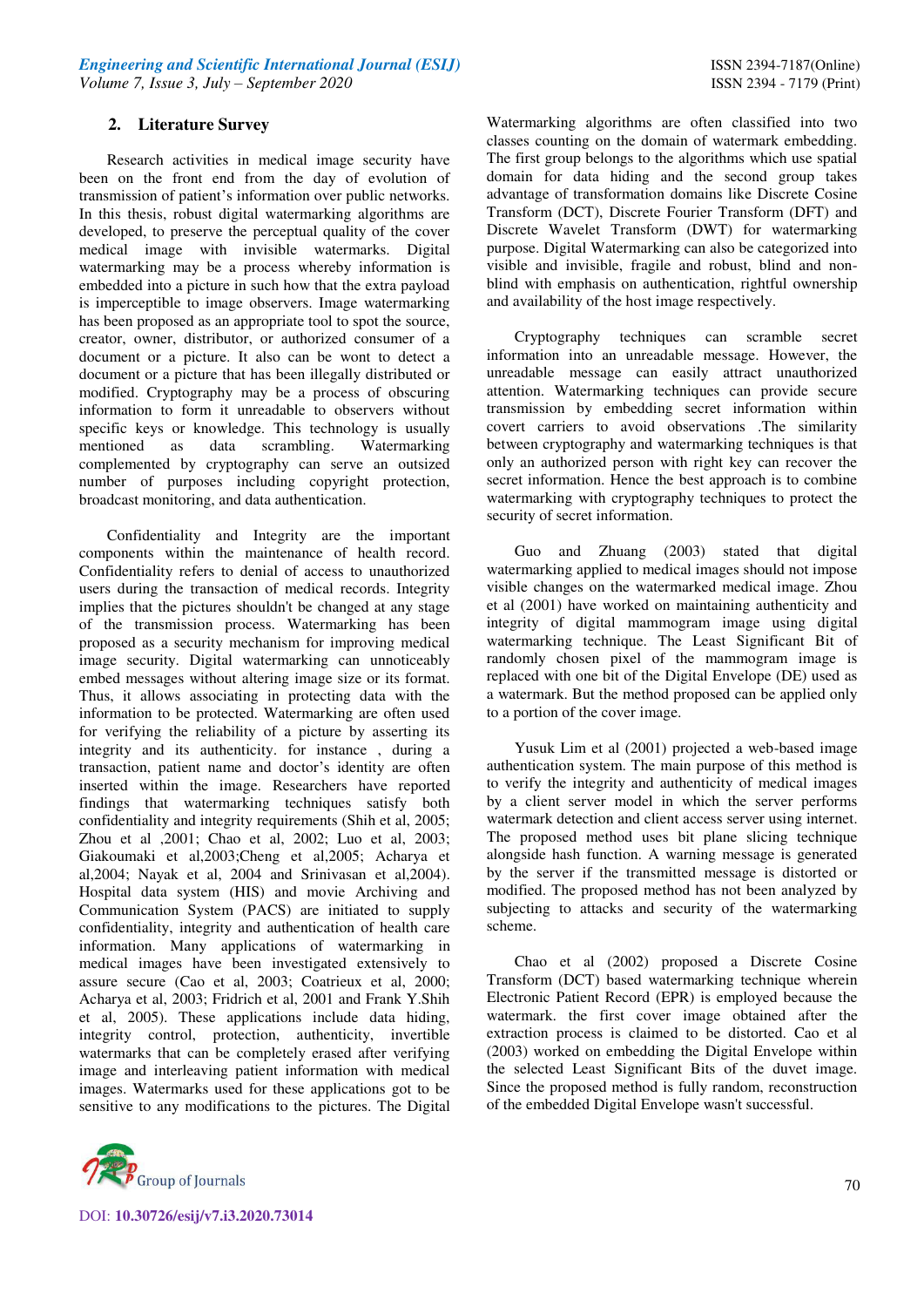## 2. Literature Survey

Research activities in medical image security have been on the front end from the day of evolution of transmission of patient's information over public networks. In this thesis, robust digital watermarking algorithms are developed, to preserve the perceptual quality of the cover medical image with invisible watermarks. Digital watermarking may be a process whereby information is embedded into a picture in such how that the extra payload is imperceptible to image observers. Image watermarking has been proposed as an appropriate tool to spot the source, creator, owner, distributor, or authorized consumer of a document or a picture. It also can be wont to detect a document or a picture that has been illegally distributed or modified. Cryptography may be a process of obscuring information to form it unreadable to observers without specific keys or knowledge. This technology is usually mentioned as data scrambling. Watermarking complemented by cryptography can serve an outsized number of purposes including copyright protection, broadcast monitoring, and data authentication.

Confidentiality and Integrity are the important components within the maintenance of health record. Confidentiality refers to denial of access to unauthorized users during the transaction of medical records. Integrity implies that the pictures shouldn't be changed at any stage of the transmission process. Watermarking has been proposed as a security mechanism for improving medical image security. Digital watermarking can unnoticeably embed messages without altering image size or its format. Thus, it allows associating in protecting data with the information to be protected. Watermarking are often used for verifying the reliability of a picture by asserting its integrity and its authenticity. for instance , during a transaction, patient name and doctor's identity are often inserted within the image. Researchers have reported findings that watermarking techniques satisfy both confidentiality and integrity requirements (Shih et al, 2005; Zhou et al ,2001; Chao et al, 2002; Luo et al, 2003; Giakoumaki et al,2003;Cheng et al,2005; Acharya et al,2004; Nayak et al, 2004 and Srinivasan et al,2004). Hospital data system (HIS) and movie Archiving and Communication System (PACS) are initiated to supply confidentiality, integrity and authentication of health care information. Many applications of watermarking in medical images have been investigated extensively to assure secure (Cao et al, 2003; Coatrieux et al, 2000; Acharya et al, 2003; Fridrich et al, 2001 and Frank Y.Shih et al, 2005). These applications include data hiding, integrity control, protection, authenticity, invertible watermarks that can be completely erased after verifying image and interleaving patient information with medical images. Watermarks used for these applications got to be sensitive to any modifications to the pictures. The Digital Watermarking algorithms are often classified into two classes counting on the domain of watermark embedding. The first group belongs to the algorithms which use spatial domain for data hiding and the second group takes advantage of transformation domains like Discrete Cosine Transform (DCT), Discrete Fourier Transform (DFT) and Discrete Wavelet Transform (DWT) for watermarking purpose. Digital Watermarking can also be categorized into visible and invisible, fragile and robust, blind and non-blind with emphasis on authentication, rightful ownership and availability of the host image respectively.

Cryptography techniques can scramble secret information into an unreadable message. However, the unreadable message can easily attract unauthorized attention. Watermarking techniques can provide secure transmission by embedding secret information within covert carriers to avoid observations .The similarity between cryptography and watermarking techniques is that only an authorized person with right key can recover the secret information. Hence the best approach is to combine watermarking with cryptography techniques to protect the security of secret information.

Guo and Zhuang (2003) stated that digital watermarking applied to medical images should not impose visible changes on the watermarked medical image. Zhou et al (2001) have worked on maintaining authenticity and integrity of digital mammogram image using digital watermarking technique. The Least Significant Bit of randomly chosen pixel of the mammogram image is replaced with one bit of the Digital Envelope (DE) used as a watermark. But the method proposed can be applied only to a portion of the cover image.

Yusuk Lim et al (2001) projected a web-based image authentication system. The main purpose of this method is to verify the integrity and authenticity of medical images by a client server model in which the server performs watermark detection and client access server using internet. The proposed method uses bit plane slicing technique alongside hash function. A warning message is generated by the server if the transmitted message is distorted or modified. The proposed method has not been analyzed by subjecting to attacks and security of the watermarking scheme.

Chao et al (2002) proposed a Discrete Cosine Transform (DCT) based watermarking technique wherein Electronic Patient Record (EPR) is employed because the watermark. the first cover image obtained after the extraction process is claimed to be distorted. Cao et al (2003) worked on embedding the Digital Envelope within the selected Least Significant Bits of the duvet image. Since the proposed method is fully random, reconstruction of the embedded Digital Envelope wasn't successful.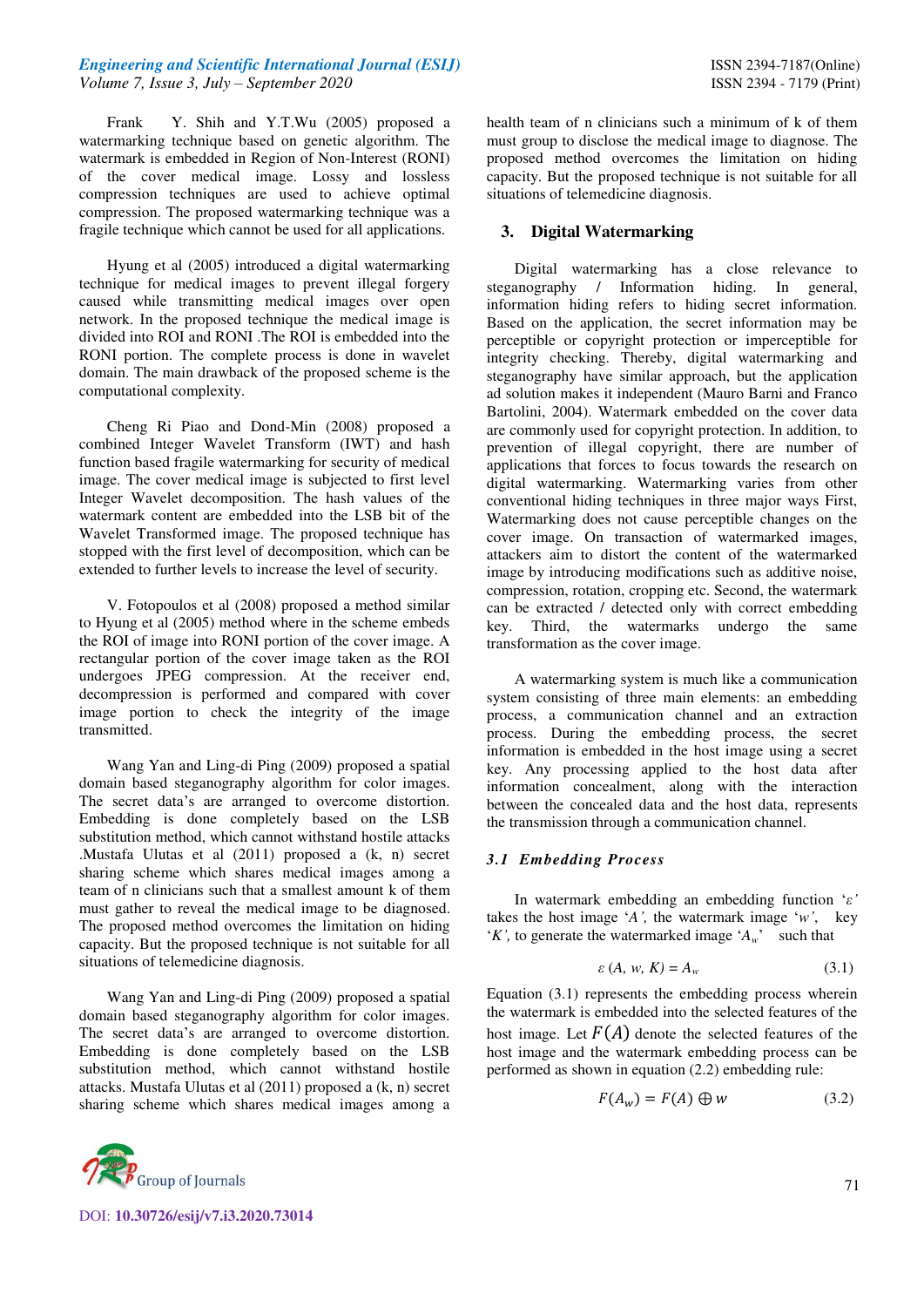Frank Y. Shih and Y.T.Wu (2005) proposed a watermarking technique based on genetic algorithm. The watermark is embedded in Region of Non-Interest (RONI) of the cover medical image. Lossy and lossless compression techniques are used to achieve optimal compression. The proposed watermarking technique was a fragile technique which cannot be used for all applications.

Hyung et al (2005) introduced a digital watermarking technique for medical images to prevent illegal forgery caused while transmitting medical images over open network. In the proposed technique the medical image is divided into ROI and RONI .The ROI is embedded into the RONI portion. The complete process is done in wavelet domain. The main drawback of the proposed scheme is the computational complexity.

Cheng Ri Piao and Dond-Min (2008) proposed a combined Integer Wavelet Transform (IWT) and hash function based fragile watermarking for security of medical image. The cover medical image is subjected to first level Integer Wavelet decomposition. The hash values of the watermark content are embedded into the LSB bit of the Wavelet Transformed image. The proposed technique has stopped with the first level of decomposition, which can be extended to further levels to increase the level of security.

V. Fotopoulos et al (2008) proposed a method similar to Hyung et al (2005) method where in the scheme embeds the ROI of image into RONI portion of the cover image. A rectangular portion of the cover image taken as the ROI undergoes JPEG compression. At the receiver end, decompression is performed and compared with cover image portion to check the integrity of the image transmitted.

Wang Yan and Ling-di Ping (2009) proposed a spatial domain based steganography algorithm for color images. The secret data's are arranged to overcome distortion. Embedding is done completely based on the LSB substitution method, which cannot withstand hostile attacks .Mustafa Ulutas et al (2011) proposed a (k, n) secret sharing scheme which shares medical images among a team of n clinicians such that a smallest amount k of them must gather to reveal the medical image to be diagnosed. The proposed method overcomes the limitation on hiding capacity. But the proposed technique is not suitable for all situations of telemedicine diagnosis.

Wang Yan and Ling-di Ping (2009) proposed a spatial domain based steganography algorithm for color images. The secret data's are arranged to overcome distortion. Embedding is done completely based on the LSB substitution method, which cannot withstand hostile attacks. Mustafa Ulutas et al (2011) proposed a (k, n) secret sharing scheme which shares medical images among a health team of n clinicians such a minimum of k of them must group to disclose the medical image to diagnose. The proposed method overcomes the limitation on hiding capacity. But the proposed technique is not suitable for all situations of telemedicine diagnosis.

## 3. Digital Watermarking

Digital watermarking has a close relevance to steganography / Information hiding. In general, information hiding refers to hiding secret information. Based on the application, the secret information may be perceptible or copyright protection or imperceptible for integrity checking. Thereby, digital watermarking and steganography have similar approach, but the application ad solution makes it independent (Mauro Barni and Franco Bartolini, 2004). Watermark embedded on the cover data are commonly used for copyright protection. In addition, to prevention of illegal copyright, there are number of applications that forces to focus towards the research on digital watermarking. Watermarking varies from other conventional hiding techniques in three major ways First, Watermarking does not cause perceptible changes on the cover image. On transaction of watermarked images, attackers aim to distort the content of the watermarked image by introducing modifications such as additive noise, compression, rotation, cropping etc. Second, the watermark can be extracted / detected only with correct embedding key. Third, the watermarks undergo the same transformation as the cover image.

A watermarking system is much like a communication system consisting of three main elements: an embedding process, a communication channel and an extraction process. During the embedding process, the secret information is embedded in the host image using a secret key. Any processing applied to the host data after information concealment, along with the interaction between the concealed data and the host data, represents the transmission through a communication channel.

### *3.1 Embedding Process*

In watermark embedding an embedding function '$\varepsilon$' takes the host image '$A$', the watermark image '$w$', key '$K$', to generate the watermarked image '$A_w$' such that

$$\varepsilon\,(A,\, w,\, K) = A_w \tag{3.1}$$

Equation (3.1) represents the embedding process wherein the watermark is embedded into the selected features of the host image. Let $F(A)$ denote the selected features of the host image and the watermark embedding process can be performed as shown in equation (2.2) embedding rule:

$$F(A_w) = F(A) \oplus w \tag{3.2}$$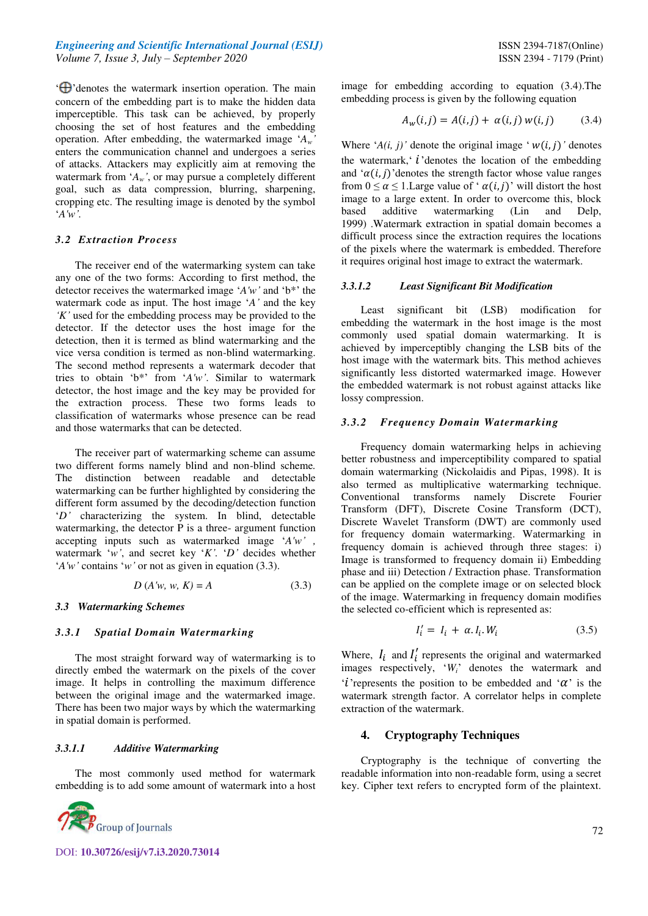'$\bigoplus$' denotes the watermark insertion operation. The main concern of the embedding part is to make the hidden data imperceptible. This task can be achieved, by properly choosing the set of host features and the embedding operation. After embedding, the watermarked image '$A_w$' enters the communication channel and undergoes a series of attacks. Attackers may explicitly aim at removing the watermark from '$A_w$', or may pursue a completely different goal, such as data compression, blurring, sharpening, cropping etc. The resulting image is denoted by the symbol '*A'w'*.

### 3.2 Extraction Process

The receiver end of the watermarking system can take any one of the two forms: According to first method, the detector receives the watermarked image '*A'w'* and 'b*' the watermark code as input. The host image '*A'* and the key *'K'* used for the embedding process may be provided to the detector. If the detector uses the host image for the detection, then it is termed as blind watermarking and the vice versa condition is termed as non-blind watermarking. The second method represents a watermark decoder that tries to obtain 'b*' from '*A'w'*. Similar to watermark detector, the host image and the key may be provided for the extraction process. These two forms leads to classification of watermarks whose presence can be read and those watermarks that can be detected.

The receiver part of watermarking scheme can assume two different forms namely blind and non-blind scheme. The distinction between readable and detectable watermarking can be further highlighted by considering the different form assumed by the decoding/detection function '*D'* characterizing the system. In blind, detectable watermarking, the detector P is a three- argument function accepting inputs such as watermarked image '*A'w'* , watermark '*w'*, and secret key '*K'*. '*D'* decides whether '*A'w'* contains '*w'* or not as given in equation (3.3).

$$D\,(A'w,\, w,\, K) = A \tag{3.3}$$

### 3.3 Watermarking Schemes

#### 3.3.1 Spatial Domain Watermarking

The most straight forward way of watermarking is to directly embed the watermark on the pixels of the cover image. It helps in controlling the maximum difference between the original image and the watermarked image. There has been two major ways by which the watermarking in spatial domain is performed.

##### 3.3.1.1 Additive Watermarking

The most commonly used method for watermark embedding is to add some amount of watermark into a host image for embedding according to equation (3.4).The embedding process is given by the following equation

$$A_w(i,j) = A(i,j) + \alpha(i,j)\, w(i,j) \tag{3.4}$$

Where '*A(i, j)'* denote the original image '$w(i,j)$' denotes the watermark, '$i$'denotes the location of the embedding and '$\alpha(i,j)$'denotes the strength factor whose value ranges from $0 \leq \alpha \leq 1$.Large value of '$\alpha(i,j)$' will distort the host image to a large extent. In order to overcome this, block based additive watermarking (Lin and Delp, 1999) .Watermark extraction in spatial domain becomes a difficult process since the extraction requires the locations of the pixels where the watermark is embedded. Therefore it requires original host image to extract the watermark.

##### 3.3.1.2 Least Significant Bit Modification

Least significant bit (LSB) modification for embedding the watermark in the host image is the most commonly used spatial domain watermarking. It is achieved by imperceptibly changing the LSB bits of the host image with the watermark bits. This method achieves significantly less distorted watermarked image. However the embedded watermark is not robust against attacks like lossy compression.

#### 3.3.2 Frequency Domain Watermarking

Frequency domain watermarking helps in achieving better robustness and imperceptibility compared to spatial domain watermarking (Nickolaidis and Pipas, 1998). It is also termed as multiplicative watermarking technique. Conventional transforms namely Discrete Fourier Transform (DFT), Discrete Cosine Transform (DCT), Discrete Wavelet Transform (DWT) are commonly used for frequency domain watermarking. Watermarking in frequency domain is achieved through three stages: i) Image is transformed to frequency domain ii) Embedding phase and iii) Detection / Extraction phase. Transformation can be applied on the complete image or on selected block of the image. Watermarking in frequency domain modifies the selected co-efficient which is represented as:

$$I_i' = I_i + \alpha . I_i . W_i \tag{3.5}$$

Where, $I_i$ and $I_i'$ represents the original and watermarked images respectively, '$W_i$' denotes the watermark and '$i$'represents the position to be embedded and '$\alpha$' is the watermark strength factor. A correlator helps in complete extraction of the watermark.

## 4. Cryptography Techniques

Cryptography is the technique of converting the readable information into non-readable form, using a secret key. Cipher text refers to encrypted form of the plaintext.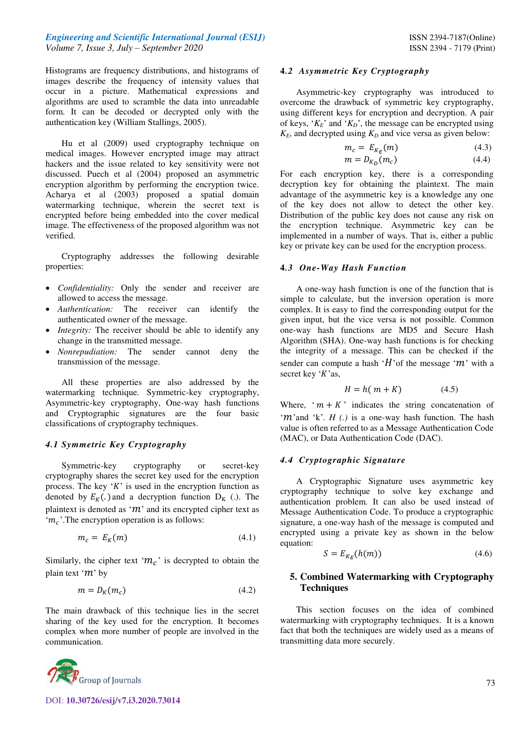Histograms are frequency distributions, and histograms of images describe the frequency of intensity values that occur in a picture. Mathematical expressions and algorithms are used to scramble the data into unreadable form. It can be decoded or decrypted only with the authentication key (William Stallings, 2005).

Hu et al (2009) used cryptography technique on medical images. However encrypted image may attract hackers and the issue related to key sensitivity were not discussed. Puech et al (2004) proposed an asymmetric encryption algorithm by performing the encryption twice. Acharya et al (2003) proposed a spatial domain watermarking technique, wherein the secret text is encrypted before being embedded into the cover medical image. The effectiveness of the proposed algorithm was not verified.

Cryptography addresses the following desirable properties:

- *Confidentiality:* Only the sender and receiver are allowed to access the message.
- *Authentication:* The receiver can identify the authenticated owner of the message.
- *Integrity:* The receiver should be able to identify any change in the transmitted message.
- *Nonrepudiation:* The sender cannot deny the transmission of the message.

All these properties are also addressed by the watermarking technique. Symmetric-key cryptography, Asymmetric-key cryptography, One-way hash functions and Cryptographic signatures are the four basic classifications of cryptography techniques.

### 4.1 Symmetric Key Cryptography

Symmetric-key cryptography or secret-key cryptography shares the secret key used for the encryption process. The key '$K$' is used in the encryption function as denoted by $E_K(.)$ and a decryption function $D_K$ (.). The plaintext is denoted as '$m$' and its encrypted cipher text as '$m_c$'.The encryption operation is as follows:

$$m_c = E_K(m) \tag{4.1}$$

Similarly, the cipher text '$m_c$' is decrypted to obtain the plain text '$m$' by

$$m = D_K(m_c) \tag{4.2}$$

The main drawback of this technique lies in the secret sharing of the key used for the encryption. It becomes complex when more number of people are involved in the communication.

### 4.2 Asymmetric Key Cryptography

Asymmetric-key cryptography was introduced to overcome the drawback of symmetric key cryptography, using different keys for encryption and decryption. A pair of keys, '$K_E$' and '$K_D$', the message can be encrypted using $K_E$, and decrypted using $K_D$ and vice versa as given below:

$$m_c = E_{K_E}(m) \tag{4.3}$$

$$m = D_{K_D}(m_c) \tag{4.4}$$

For each encryption key, there is a corresponding decryption key for obtaining the plaintext. The main advantage of the asymmetric key is a knowledge any one of the key does not allow to detect the other key. Distribution of the public key does not cause any risk on the encryption technique. Asymmetric key can be implemented in a number of ways. That is, either a public key or private key can be used for the encryption process.

### 4.3 One-Way Hash Function

A one-way hash function is one of the function that is simple to calculate, but the inversion operation is more complex. It is easy to find the corresponding output for the given input, but the vice versa is not possible. Common one-way hash functions are MD5 and Secure Hash Algorithm (SHA). One-way hash functions is for checking the integrity of a message. This can be checked if the sender can compute a hash '$H$'of the message '$m$' with a secret key '$K$'as,

$$H = h(m + K) \tag{4.5}$$

Where, '$m + K$' indicates the string concatenation of '$m$'and 'k'. $H$ (.) is a one-way hash function. The hash value is often referred to as a Message Authentication Code (MAC), or Data Authentication Code (DAC).

### 4.4 Cryptographic Signature

A Cryptographic Signature uses asymmetric key cryptography technique to solve key exchange and authentication problem. It can also be used instead of Message Authentication Code. To produce a cryptographic signature, a one-way hash of the message is computed and encrypted using a private key as shown in the below equation:

$$S = E_{K_E}(h(m)) \tag{4.6}$$

## 5. Combined Watermarking with Cryptography Techniques

This section focuses on the idea of combined watermarking with cryptography techniques. It is a known fact that both the techniques are widely used as a means of transmitting data more securely.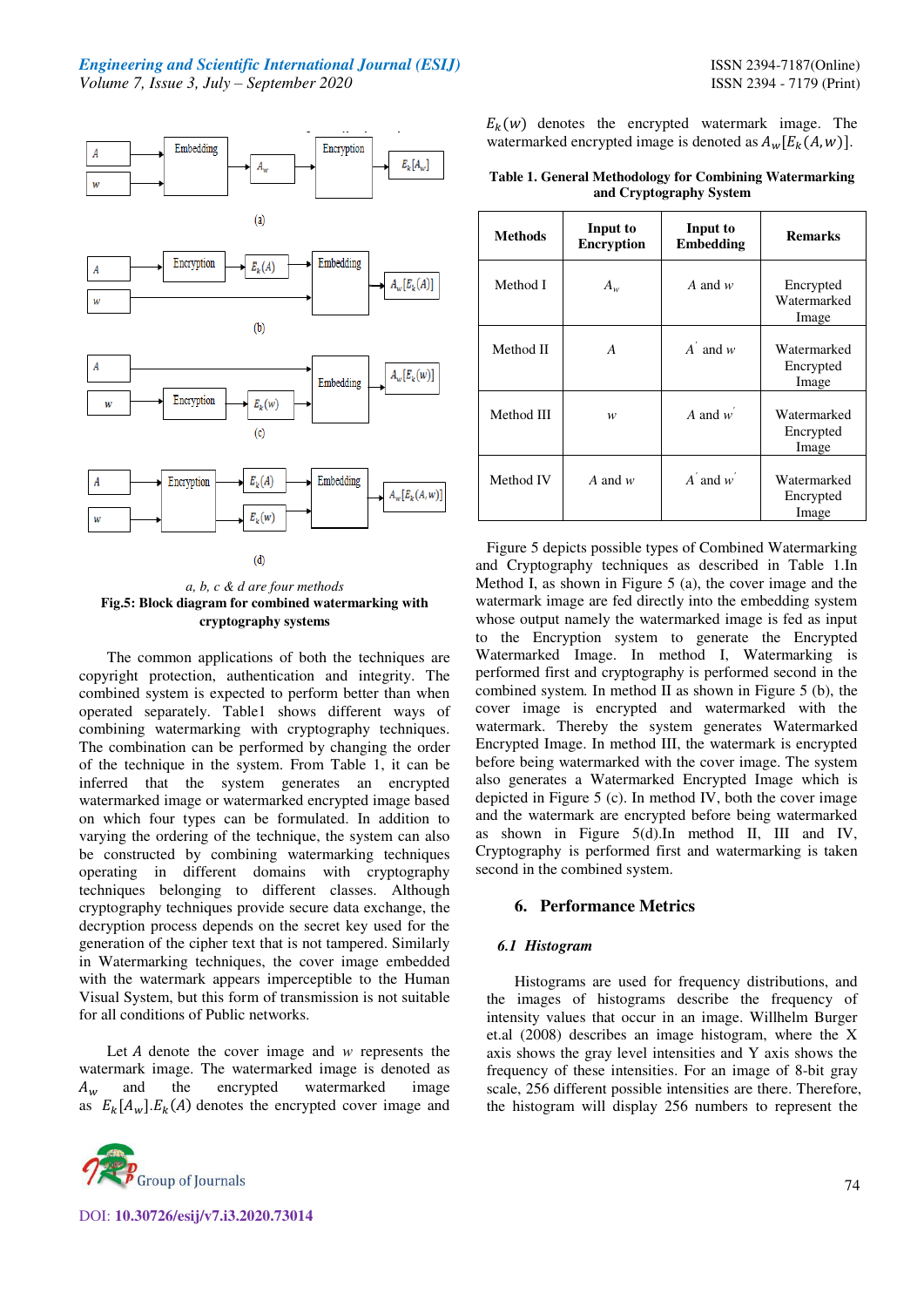a, b, c & d are four methods

**Fig.5: Block diagram for combined watermarking with cryptography systems**

The common applications of both the techniques are copyright protection, authentication and integrity. The combined system is expected to perform better than when operated separately. Table1 shows different ways of combining watermarking with cryptography techniques. The combination can be performed by changing the order of the technique in the system. From Table 1, it can be inferred that the system generates an encrypted watermarked image or watermarked encrypted image based on which four types can be formulated. In addition to varying the ordering of the technique, the system can also be constructed by combining watermarking techniques operating in different domains with cryptography techniques belonging to different classes. Although cryptography techniques provide secure data exchange, the decryption process depends on the secret key used for the generation of the cipher text that is not tampered. Similarly in Watermarking techniques, the cover image embedded with the watermark appears imperceptible to the Human Visual System, but this form of transmission is not suitable for all conditions of Public networks.

Let $A$ denote the cover image and $w$ represents the watermark image. The watermarked image is denoted as $A_w$ and the encrypted watermarked image as $E_k[A_w]$. $E_k(A)$ denotes the encrypted cover image and $E_k(w)$ denotes the encrypted watermark image. The watermarked encrypted image is denoted as $A_w[E_k(A,w)]$.

**Table 1. General Methodology for Combining Watermarking and Cryptography System**

| Methods | Input to Encryption | Input to Embedding | Remarks |
|---|---|---|---|
| Method I | $A_w$ | $A$ and $w$ | Encrypted Watermarked Image |
| Method II | $A$ | $A'$ and $w$ | Watermarked Encrypted Image |
| Method III | $w$ | $A$ and $w'$ | Watermarked Encrypted Image |
| Method IV | $A$ and $w$ | $A'$ and $w'$ | Watermarked Encrypted Image |

Figure 5 depicts possible types of Combined Watermarking and Cryptography techniques as described in Table 1.In Method I, as shown in Figure 5 (a), the cover image and the watermark image are fed directly into the embedding system whose output namely the watermarked image is fed as input to the Encryption system to generate the Encrypted Watermarked Image. In method I, Watermarking is performed first and cryptography is performed second in the combined system. In method II as shown in Figure 5 (b), the cover image is encrypted and watermarked with the watermark. Thereby the system generates Watermarked Encrypted Image. In method III, the watermark is encrypted before being watermarked with the cover image. The system also generates a Watermarked Encrypted Image which is depicted in Figure 5 (c). In method IV, both the cover image and the watermark are encrypted before being watermarked as shown in Figure 5(d).In method II, III and IV, Cryptography is performed first and watermarking is taken second in the combined system.

## 6. Performance Metrics

### 6.1 Histogram

Histograms are used for frequency distributions, and the images of histograms describe the frequency of intensity values that occur in an image. Willhelm Burger et.al (2008) describes an image histogram, where the X axis shows the gray level intensities and Y axis shows the frequency of these intensities. For an image of 8-bit gray scale, 256 different possible intensities are there. Therefore, the histogram will display 256 numbers to represent the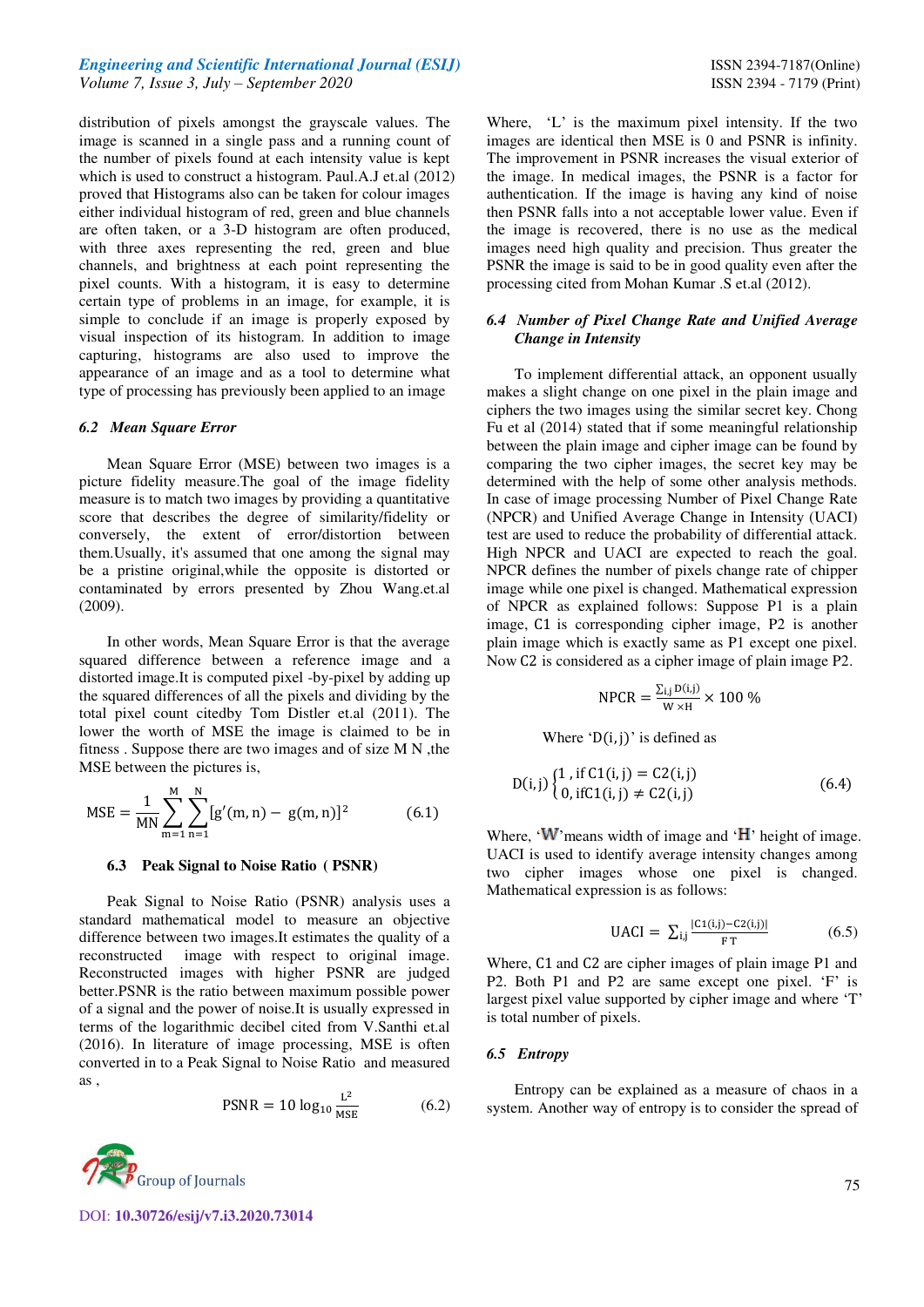distribution of pixels amongst the grayscale values. The image is scanned in a single pass and a running count of the number of pixels found at each intensity value is kept which is used to construct a histogram. Paul.A.J et.al (2012) proved that Histograms also can be taken for colour images either individual histogram of red, green and blue channels are often taken, or a 3-D histogram are often produced, with three axes representing the red, green and blue channels, and brightness at each point representing the pixel counts. With a histogram, it is easy to determine certain type of problems in an image, for example, it is simple to conclude if an image is properly exposed by visual inspection of its histogram. In addition to image capturing, histograms are also used to improve the appearance of an image and as a tool to determine what type of processing has previously been applied to an image

### *6.2 Mean Square Error*

Mean Square Error (MSE) between two images is a picture fidelity measure.The goal of the image fidelity measure is to match two images by providing a quantitative score that describes the degree of similarity/fidelity or conversely, the extent of error/distortion between them.Usually, it's assumed that one among the signal may be a pristine original,while the opposite is distorted or contaminated by errors presented by Zhou Wang.et.al (2009).

In other words, Mean Square Error is that the average squared difference between a reference image and a distorted image.It is computed pixel -by-pixel by adding up the squared differences of all the pixels and dividing by the total pixel count citedby Tom Distler et.al (2011). The lower the worth of MSE the image is claimed to be in fitness . Suppose there are two images and of size M N ,the MSE between the pictures is,

$$\mathrm{MSE} = \frac{1}{\mathrm{MN}} \sum_{m=1}^{M} \sum_{n=1}^{N} [g'(m,n) - g(m,n)]^2 \tag{6.1}$$

### 6.3 Peak Signal to Noise Ratio ( PSNR)

Peak Signal to Noise Ratio (PSNR) analysis uses a standard mathematical model to measure an objective difference between two images.It estimates the quality of a reconstructed image with respect to original image. Reconstructed images with higher PSNR are judged better.PSNR is the ratio between maximum possible power of a signal and the power of noise.It is usually expressed in terms of the logarithmic decibel cited from V.Santhi et.al (2016). In literature of image processing, MSE is often converted in to a Peak Signal to Noise Ratio and measured as ,

$$\mathrm{PSNR} = 10 \log_{10} \frac{L^2}{\mathrm{MSE}} \tag{6.2}$$

Where, 'L' is the maximum pixel intensity. If the two images are identical then MSE is 0 and PSNR is infinity. The improvement in PSNR increases the visual exterior of the image. In medical images, the PSNR is a factor for authentication. If the image is having any kind of noise then PSNR falls into a not acceptable lower value. Even if the image is recovered, there is no use as the medical images need high quality and precision. Thus greater the PSNR the image is said to be in good quality even after the processing cited from Mohan Kumar .S et.al (2012).

### *6.4 Number of Pixel Change Rate and Unified Average Change in Intensity*

To implement differential attack, an opponent usually makes a slight change on one pixel in the plain image and ciphers the two images using the similar secret key. Chong Fu et al (2014) stated that if some meaningful relationship between the plain image and cipher image can be found by comparing the two cipher images, the secret key may be determined with the help of some other analysis methods. In case of image processing Number of Pixel Change Rate (NPCR) and Unified Average Change in Intensity (UACI) test are used to reduce the probability of differential attack. High NPCR and UACI are expected to reach the goal. NPCR defines the number of pixels change rate of chipper image while one pixel is changed. Mathematical expression of NPCR as explained follows: Suppose P1 is a plain image, C1 is corresponding cipher image, P2 is another plain image which is exactly same as P1 except one pixel. Now C2 is considered as a cipher image of plain image P2.

$$\mathrm{NPCR} = \frac{\sum_{i,j} D(i,j)}{W \times H} \times 100\ \%$$

Where '$D(i,j)$' is defined as

$$D(i,j) \begin{cases} 1\ , \text{if } C1(i,j) = C2(i,j) \\ 0, \text{if} C1(i,j) \neq C2(i,j) \end{cases} \tag{6.4}$$

Where, '**W**'means width of image and '**H**' height of image. UACI is used to identify average intensity changes among two cipher images whose one pixel is changed. Mathematical expression is as follows:

$$\mathrm{UACI} = \sum_{i,j} \frac{|C1(i,j) - C2(i,j)|}{F\,T} \tag{6.5}$$

Where, C1 and C2 are cipher images of plain image P1 and P2. Both P1 and P2 are same except one pixel. 'F' is largest pixel value supported by cipher image and where 'T' is total number of pixels.

### *6.5 Entropy*

Entropy can be explained as a measure of chaos in a system. Another way of entropy is to consider the spread of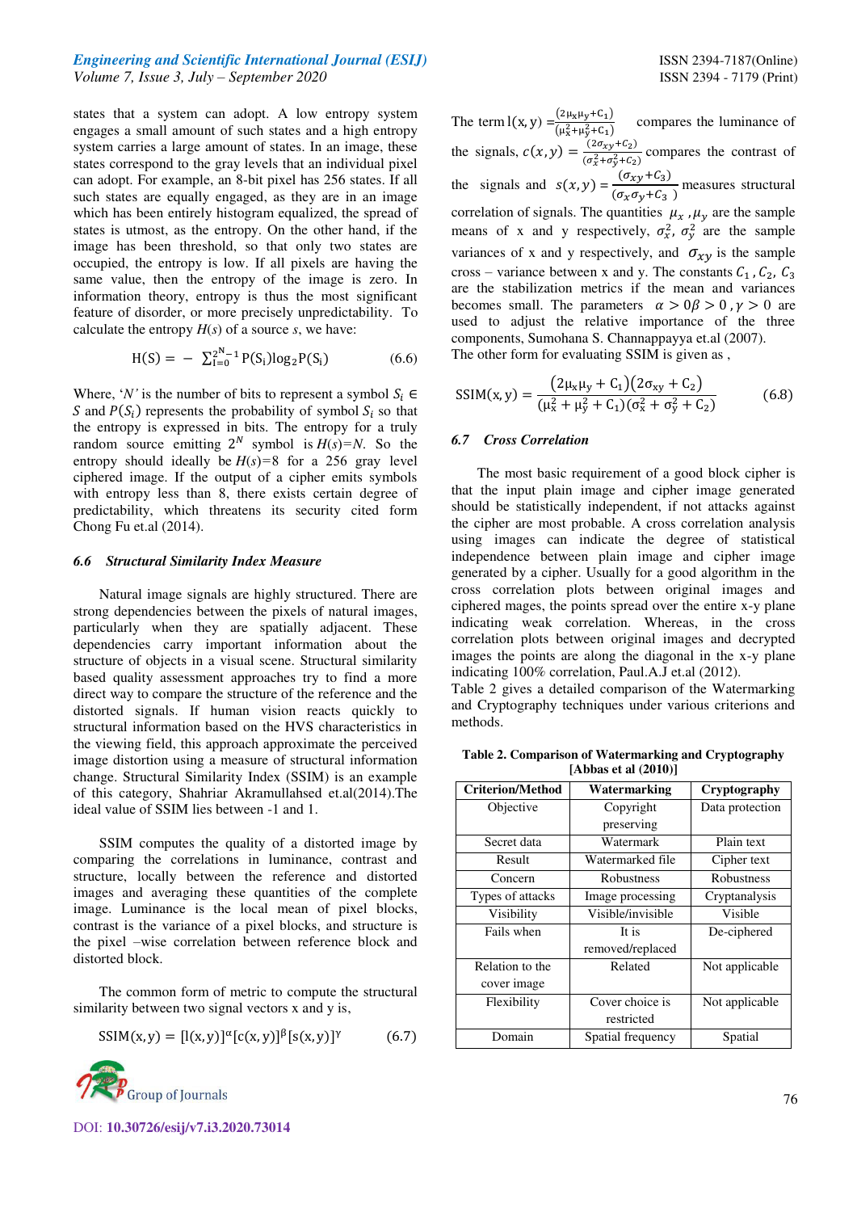states that a system can adopt. A low entropy system engages a small amount of such states and a high entropy system carries a large amount of states. In an image, these states correspond to the gray levels that an individual pixel can adopt. For example, an 8-bit pixel has 256 states. If all such states are equally engaged, as they are in an image which has been entirely histogram equalized, the spread of states is utmost, as the entropy. On the other hand, if the image has been threshold, so that only two states are occupied, the entropy is low. If all pixels are having the same value, then the entropy of the image is zero. In information theory, entropy is thus the most significant feature of disorder, or more precisely unpredictability. To calculate the entropy *H*(*s*) of a source *s*, we have:

$$\mathrm{H(S)} = -\sum_{i=0}^{2^N-1} \mathrm{P(S_i)\log_2 P(S_i)} \qquad (6.6)$$

Where, '*N'* is the number of bits to represent a symbol $S_i \in S$ and $P(S_i)$ represents the probability of symbol $S_i$ so that the entropy is expressed in bits. The entropy for a truly random source emitting $2^N$ symbol is $H(s)=N$. So the entropy should ideally be $H(s)=8$ for a 256 gray level ciphered image. If the output of a cipher emits symbols with entropy less than 8, there exists certain degree of predictability, which threatens its security cited form Chong Fu et.al (2014).

### 6.6 Structural Similarity Index Measure

Natural image signals are highly structured. There are strong dependencies between the pixels of natural images, particularly when they are spatially adjacent. These dependencies carry important information about the structure of objects in a visual scene. Structural similarity based quality assessment approaches try to find a more direct way to compare the structure of the reference and the distorted signals. If human vision reacts quickly to structural information based on the HVS characteristics in the viewing field, this approach approximate the perceived image distortion using a measure of structural information change. Structural Similarity Index (SSIM) is an example of this category, Shahriar Akramullahsed et.al(2014).The ideal value of SSIM lies between -1 and 1.

SSIM computes the quality of a distorted image by comparing the correlations in luminance, contrast and structure, locally between the reference and distorted images and averaging these quantities of the complete image. Luminance is the local mean of pixel blocks, contrast is the variance of a pixel blocks, and structure is the pixel –wise correlation between reference block and distorted block.

The common form of metric to compute the structural similarity between two signal vectors x and y is,

$$\mathrm{SSIM(x,y)} = [\mathrm{l(x,y)}]^{\alpha}[\mathrm{c(x,y)}]^{\beta}[\mathrm{s(x,y)}]^{\gamma} \qquad (6.7)$$

The term $\mathrm{l(x,y)} = \frac{(2\mu_x\mu_y+C_1)}{(\mu_x^2+\mu_y^2+C_1)}$ compares the luminance of the signals, $c(x,y) = \frac{(2\sigma_{xy}+C_2)}{(\sigma_x^2+\sigma_y^2+C_2)}$ compares the contrast of the signals and $s(x,y) = \frac{(\sigma_{xy}+C_3)}{(\sigma_x\sigma_y+C_3)}$ measures structural correlation of signals. The quantities $\mu_x, \mu_y$ are the sample means of x and y respectively, $\sigma_x^2$, $\sigma_y^2$ are the sample variances of x and y respectively, and $\sigma_{xy}$ is the sample cross – variance between x and y. The constants $C_1, C_2, C_3$ are the stabilization metrics if the mean and variances becomes small. The parameters $\alpha > 0 \beta > 0, \gamma > 0$ are used to adjust the relative importance of the three components, Sumohana S. Channappayya et.al (2007).
The other form for evaluating SSIM is given as ,

$$\mathrm{SSIM(x,y)} = \frac{(2\mu_x\mu_y + C_1)(2\sigma_{xy} + C_2)}{(\mu_x^2 + \mu_y^2 + C_1)(\sigma_x^2 + \sigma_y^2 + C_2)} \qquad (6.8)$$

### 6.7 Cross Correlation

The most basic requirement of a good block cipher is that the input plain image and cipher image generated should be statistically independent, if not attacks against the cipher are most probable. A cross correlation analysis using images can indicate the degree of statistical independence between plain image and cipher image generated by a cipher. Usually for a good algorithm in the cross correlation plots between original images and ciphered mages, the points spread over the entire x-y plane indicating weak correlation. Whereas, in the cross correlation plots between original images and decrypted images the points are along the diagonal in the x-y plane indicating 100% correlation, Paul.A.J et.al (2012).
Table 2 gives a detailed comparison of the Watermarking and Cryptography techniques under various criterions and methods.

**Table 2. Comparison of Watermarking and Cryptography [Abbas et al (2010)]**

| Criterion/Method | Watermarking | Cryptography |
|---|---|---|
| Objective | Copyright preserving | Data protection |
| Secret data | Watermark | Plain text |
| Result | Watermarked file | Cipher text |
| Concern | Robustness | Robustness |
| Types of attacks | Image processing | Cryptanalysis |
| Visibility | Visible/invisible | Visible |
| Fails when | It is removed/replaced | De-ciphered |
| Relation to the cover image | Related | Not applicable |
| Flexibility | Cover choice is restricted | Not applicable |
| Domain | Spatial frequency | Spatial |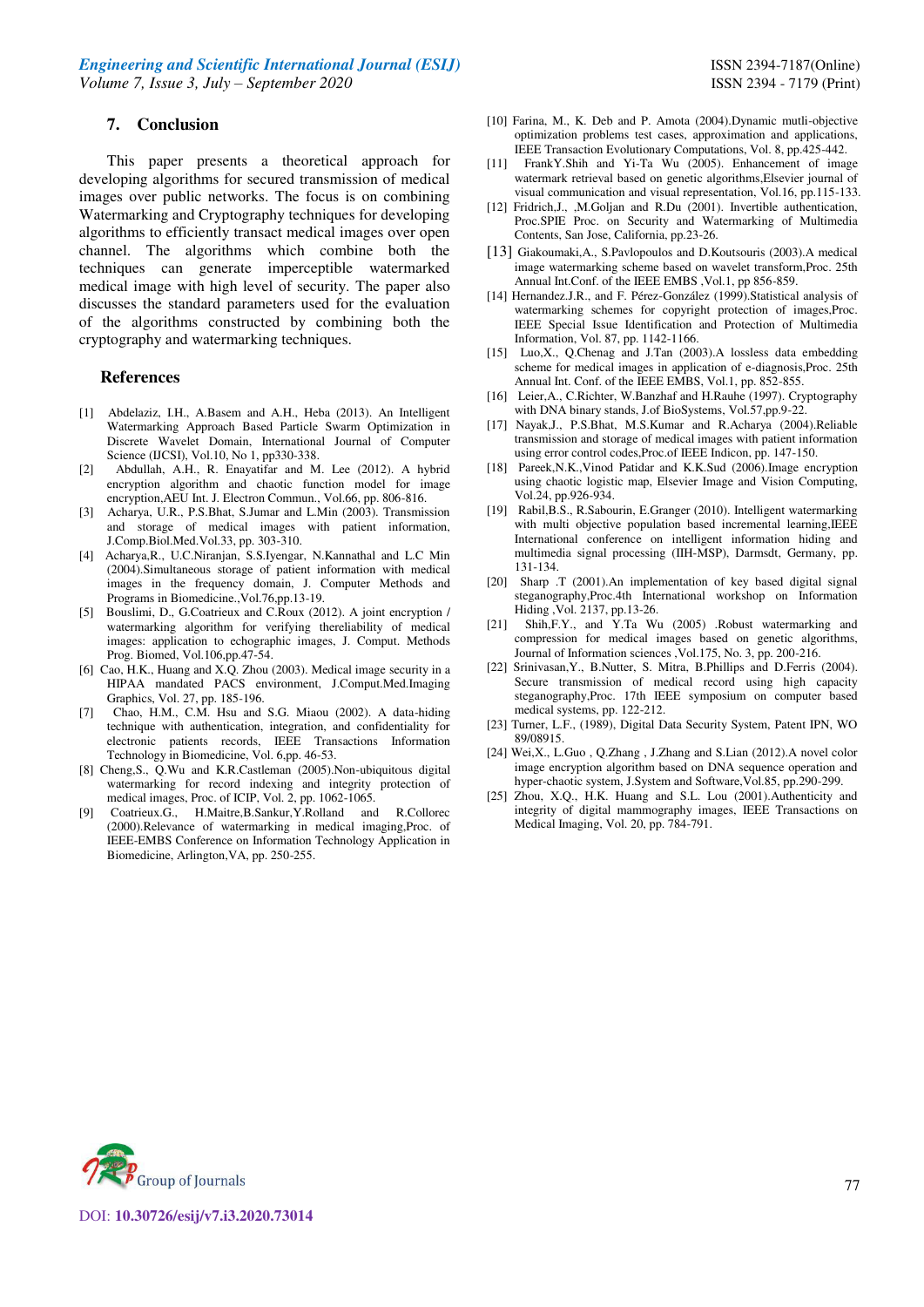## 7. Conclusion

This paper presents a theoretical approach for developing algorithms for secured transmission of medical images over public networks. The focus is on combining Watermarking and Cryptography techniques for developing algorithms to efficiently transact medical images over open channel. The algorithms which combine both the techniques can generate imperceptible watermarked medical image with high level of security. The paper also discusses the standard parameters used for the evaluation of the algorithms constructed by combining both the cryptography and watermarking techniques.

## References

[1] Abdelaziz, I.H., A.Basem and A.H., Heba (2013). An Intelligent Watermarking Approach Based Particle Swarm Optimization in Discrete Wavelet Domain, International Journal of Computer Science (IJCSI), Vol.10, No 1, pp330-338.

[2] Abdullah, A.H., R. Enayatifar and M. Lee (2012). A hybrid encryption algorithm and chaotic function model for image encryption,AEU Int. J. Electron Commun., Vol.66, pp. 806-816.

[3] Acharya, U.R., P.S.Bhat, S.Jumar and L.Min (2003). Transmission and storage of medical images with patient information, J.Comp.Biol.Med.Vol.33, pp. 303-310.

[4] Acharya,R., U.C.Niranjan, S.S.Iyengar, N.Kannathal and L.C Min (2004).Simultaneous storage of patient information with medical images in the frequency domain, J. Computer Methods and Programs in Biomedicine.,Vol.76,pp.13-19.

[5] Bouslimi, D., G.Coatrieux and C.Roux (2012). A joint encryption / watermarking algorithm for verifying thereliability of medical images: application to echographic images, J. Comput. Methods Prog. Biomed, Vol.106,pp.47-54.

[6] Cao, H.K., Huang and X.Q. Zhou (2003). Medical image security in a HIPAA mandated PACS environment, J.Comput.Med.Imaging Graphics, Vol. 27, pp. 185-196.

[7] Chao, H.M., C.M. Hsu and S.G. Miaou (2002). A data-hiding technique with authentication, integration, and confidentiality for electronic patients records, IEEE Transactions Information Technology in Biomedicine, Vol. 6,pp. 46-53.

[8] Cheng,S., Q.Wu and K.R.Castleman (2005).Non-ubiquitous digital watermarking for record indexing and integrity protection of medical images, Proc. of ICIP, Vol. 2, pp. 1062-1065.

[9] Coatrieux.G., H.Maitre,B.Sankur,Y.Rolland and R.Collorec (2000).Relevance of watermarking in medical imaging,Proc. of IEEE-EMBS Conference on Information Technology Application in Biomedicine, Arlington,VA, pp. 250-255.

[10] Farina, M., K. Deb and P. Amota (2004).Dynamic mutli-objective optimization problems test cases, approximation and applications, IEEE Transaction Evolutionary Computations, Vol. 8, pp.425-442.

[11] FrankY.Shih and Yi-Ta Wu (2005). Enhancement of image watermark retrieval based on genetic algorithms,Elsevier journal of visual communication and visual representation, Vol.16, pp.115-133.

[12] Fridrich,J., ,M.Goljan and R.Du (2001). Invertible authentication, Proc.SPIE Proc. on Security and Watermarking of Multimedia Contents, San Jose, California, pp.23-26.

[13] Giakoumaki,A., S.Pavlopoulos and D.Koutsouris (2003).A medical image watermarking scheme based on wavelet transform,Proc. 25th Annual Int.Conf. of the IEEE EMBS ,Vol.1, pp 856-859.

[14] Hernandez.J.R., and F. Pérez-González (1999).Statistical analysis of watermarking schemes for copyright protection of images,Proc. IEEE Special Issue Identification and Protection of Multimedia Information, Vol. 87, pp. 1142-1166.

[15] Luo,X., Q.Chenag and J.Tan (2003).A lossless data embedding scheme for medical images in application of e-diagnosis,Proc. 25th Annual Int. Conf. of the IEEE EMBS, Vol.1, pp. 852-855.

[16] Leier,A., C.Richter, W.Banzhaf and H.Rauhe (1997). Cryptography with DNA binary stands, J.of BioSystems, Vol.57,pp.9-22.

[17] Nayak,J., P.S.Bhat, M.S.Kumar and R.Acharya (2004).Reliable transmission and storage of medical images with patient information using error control codes,Proc.of IEEE Indicon, pp. 147-150.

[18] Pareek,N.K.,Vinod Patidar and K.K.Sud (2006).Image encryption using chaotic logistic map, Elsevier Image and Vision Computing, Vol.24, pp.926-934.

[19] Rabil,B.S., R.Sabourin, E.Granger (2010). Intelligent watermarking with multi objective population based incremental learning,IEEE International conference on intelligent information hiding and multimedia signal processing (IIH-MSP), Darmsdt, Germany, pp. 131-134.

[20] Sharp .T (2001).An implementation of key based digital signal steganography,Proc.4th International workshop on Information Hiding ,Vol. 2137, pp.13-26.

[21] Shih,F.Y., and Y.Ta Wu (2005) .Robust watermarking and compression for medical images based on genetic algorithms, Journal of Information sciences ,Vol.175, No. 3, pp. 200-216.

[22] Srinivasan,Y., B.Nutter, S. Mitra, B.Phillips and D.Ferris (2004). Secure transmission of medical record using high capacity steganography,Proc. 17th IEEE symposium on computer based medical systems, pp. 122-212.

[23] Turner, L.F., (1989), Digital Data Security System, Patent IPN, WO 89/08915.

[24] Wei,X., L.Guo , Q.Zhang , J.Zhang and S.Lian (2012).A novel color image encryption algorithm based on DNA sequence operation and hyper-chaotic system, J.System and Software,Vol.85, pp.290-299.

[25] Zhou, X.Q., H.K. Huang and S.L. Lou (2001).Authenticity and integrity of digital mammography images, IEEE Transactions on Medical Imaging, Vol. 20, pp. 784-791.